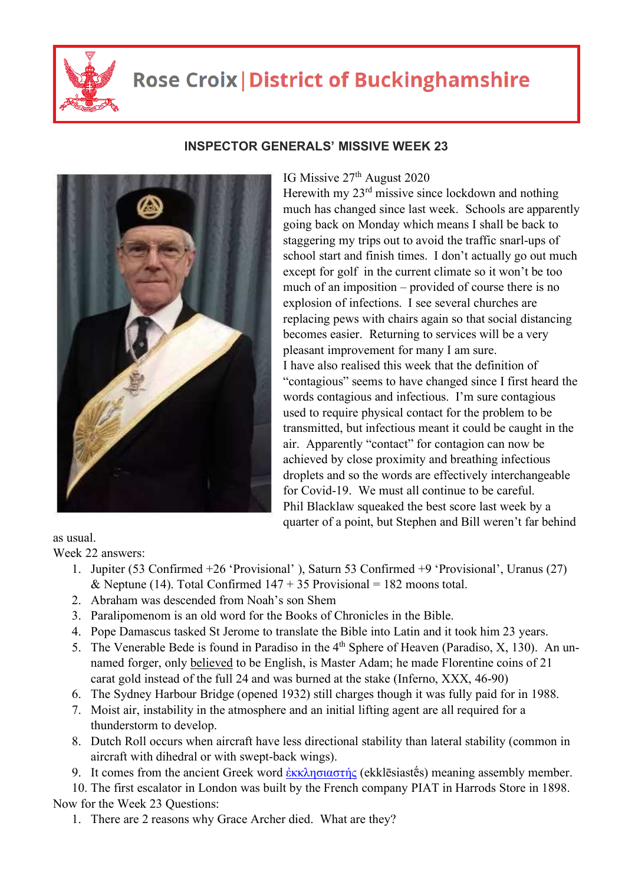# Rose Croix | District of Buckinghamshire

## INSPECTOR GENERALS' MISSIVE WEEK 23

IG Missive 27th August 2020

Herewith my 23rd missive since lockdown and nothing much has changed since last week. Schools are apparently going back on Monday which means I shall be back to staggering my trips out to avoid the traffic snarl-ups of school start and finish times. I don't actually go out much except for golf in the current climate so it won't be too much of an imposition – provided of course there is no explosion of infections. I see several churches are replacing pews with chairs again so that social distancing becomes easier. Returning to services will be a very pleasant improvement for many I am sure.

I have also realised this week that the definition of "contagious" seems to have changed since I first heard the words contagious and infectious. I'm sure contagious used to require physical contact for the problem to be transmitted, but infectious meant it could be caught in the air. Apparently "contact" for contagion can now be achieved by close proximity and breathing infectious droplets and so the words are effectively interchangeable for Covid-19. We must all continue to be careful.

Phil Blacklaw squeaked the best score last week by a quarter of a point, but Stephen and Bill weren't far behind as usual.

Week 22 answers:

1. Jupiter (53 Confirmed +26 'Provisional' ), Saturn 53 Confirmed +9 'Provisional', Uranus (27) & Neptune (14). Total Confirmed 147 + 35 Provisional = 182 moons total.
2. Abraham was descended from Noah's son Shem
3. Paralipomenom is an old word for the Books of Chronicles in the Bible.
4. Pope Damascus tasked St Jerome to translate the Bible into Latin and it took him 23 years.
5. The Venerable Bede is found in Paradiso in the 4th Sphere of Heaven (Paradiso, X, 130). An un-named forger, only believed to be English, is Master Adam; he made Florentine coins of 21 carat gold instead of the full 24 and was burned at the stake (Inferno, XXX, 46-90)
6. The Sydney Harbour Bridge (opened 1932) still charges though it was fully paid for in 1988.
7. Moist air, instability in the atmosphere and an initial lifting agent are all required for a thunderstorm to develop.
8. Dutch Roll occurs when aircraft have less directional stability than lateral stability (common in aircraft with dihedral or with swept-back wings).
9. It comes from the ancient Greek word ἐκκλησιαστής (ekklēsiastḗs) meaning assembly member.
10. The first escalator in London was built by the French company PIAT in Harrods Store in 1898.

Now for the Week 23 Questions:

1. There are 2 reasons why Grace Archer died. What are they?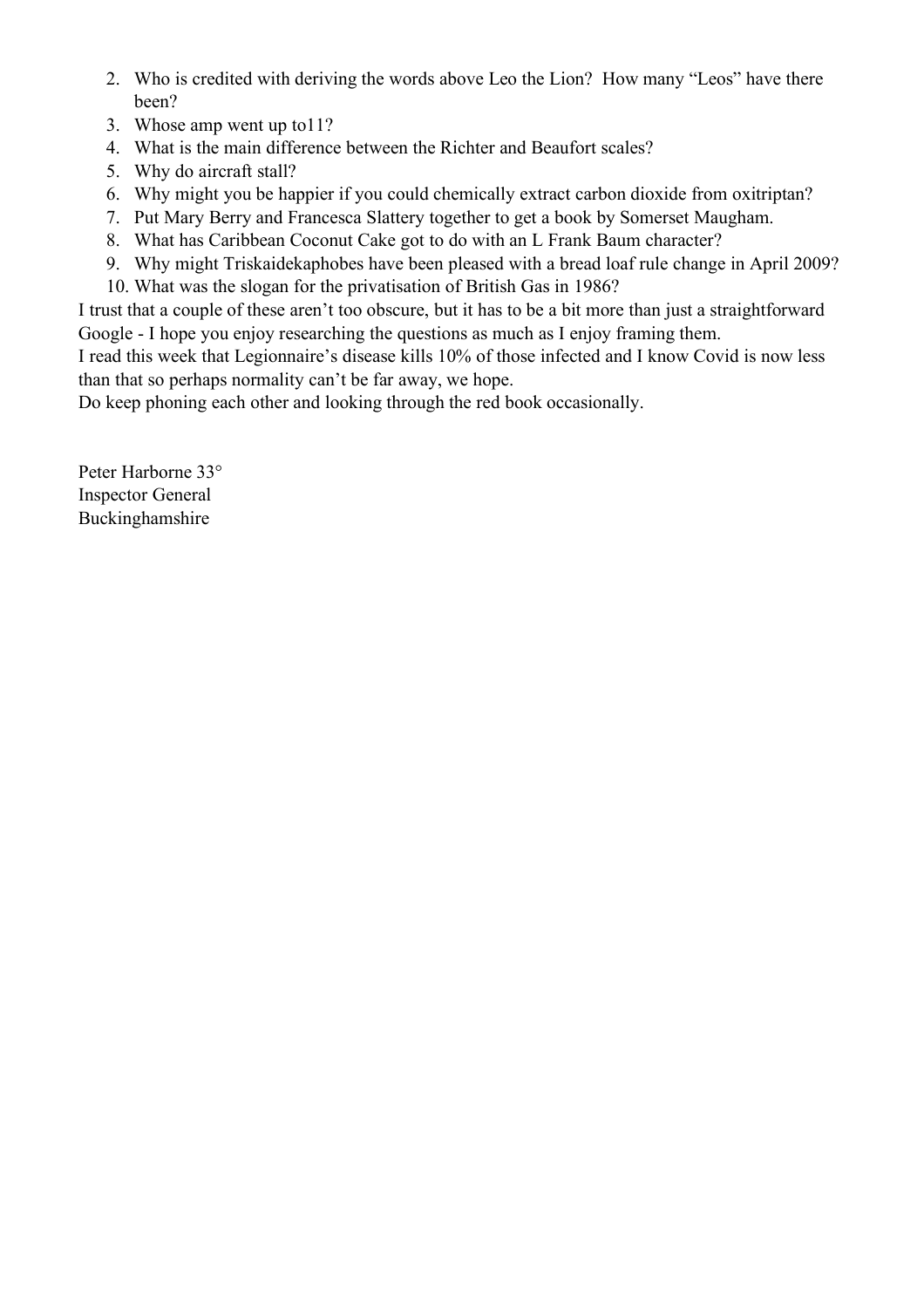2. Who is credited with deriving the words above Leo the Lion? How many "Leos" have there been?
3. Whose amp went up to11?
4. What is the main difference between the Richter and Beaufort scales?
5. Why do aircraft stall?
6. Why might you be happier if you could chemically extract carbon dioxide from oxitriptan?
7. Put Mary Berry and Francesca Slattery together to get a book by Somerset Maugham.
8. What has Caribbean Coconut Cake got to do with an L Frank Baum character?
9. Why might Triskaidekaphobes have been pleased with a bread loaf rule change in April 2009?
10. What was the slogan for the privatisation of British Gas in 1986?

I trust that a couple of these aren't too obscure, but it has to be a bit more than just a straightforward Google - I hope you enjoy researching the questions as much as I enjoy framing them.

I read this week that Legionnaire's disease kills 10% of those infected and I know Covid is now less than that so perhaps normality can't be far away, we hope.

Do keep phoning each other and looking through the red book occasionally.

Peter Harborne 33°  
Inspector General  
Buckinghamshire